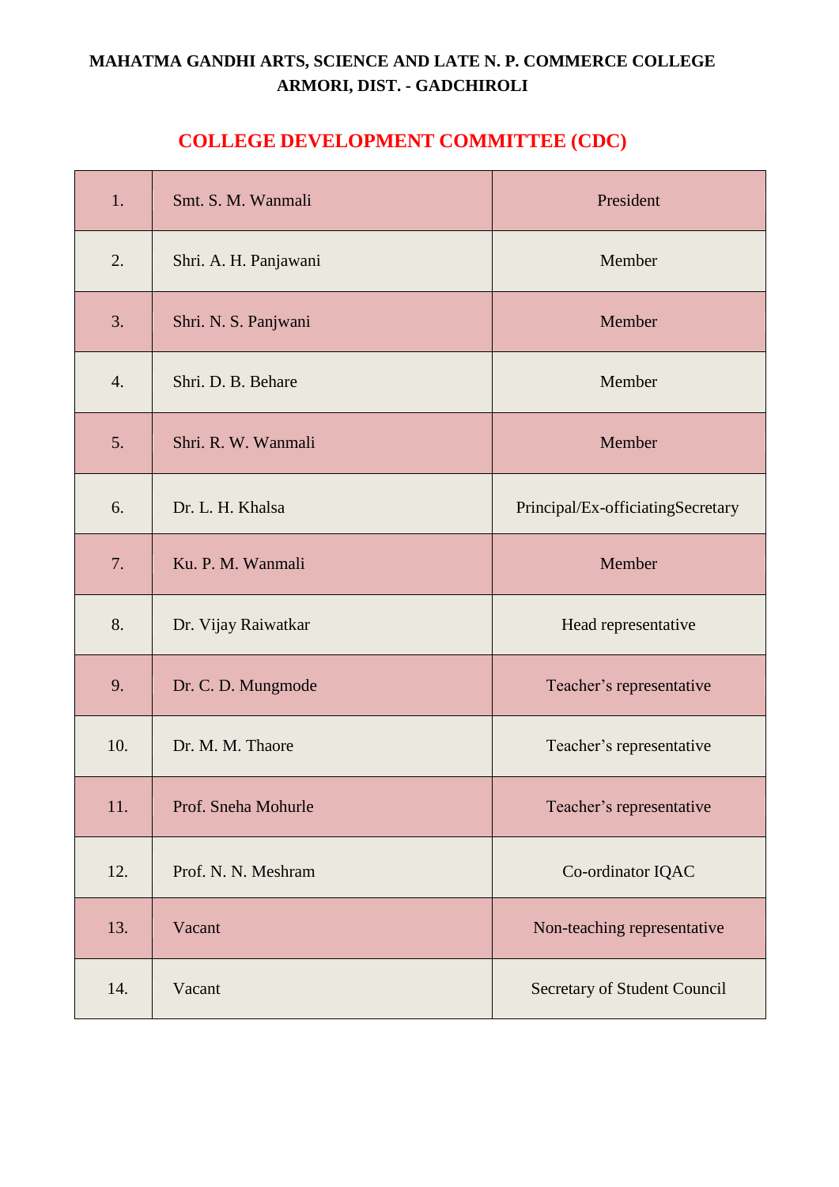**MAHATMA GANDHI ARTS, SCIENCE AND LATE N. P. COMMERCE COLLEGE**
**ARMORI, DIST. - GADCHIROLI**

## COLLEGE DEVELOPMENT COMMITTEE (CDC)

| | | |
|---|---|---|
| 1. | Smt. S. M. Wanmali | President |
| 2. | Shri. A. H. Panjawani | Member |
| 3. | Shri. N. S. Panjwani | Member |
| 4. | Shri. D. B. Behare | Member |
| 5. | Shri. R. W. Wanmali | Member |
| 6. | Dr. L. H. Khalsa | Principal/Ex-officiatingSecretary |
| 7. | Ku. P. M. Wanmali | Member |
| 8. | Dr. Vijay Raiwatkar | Head representative |
| 9. | Dr. C. D. Mungmode | Teacher's representative |
| 10. | Dr. M. M. Thaore | Teacher's representative |
| 11. | Prof. Sneha Mohurle | Teacher's representative |
| 12. | Prof. N. N. Meshram | Co-ordinator IQAC |
| 13. | Vacant | Non-teaching representative |
| 14. | Vacant | Secretary of Student Council |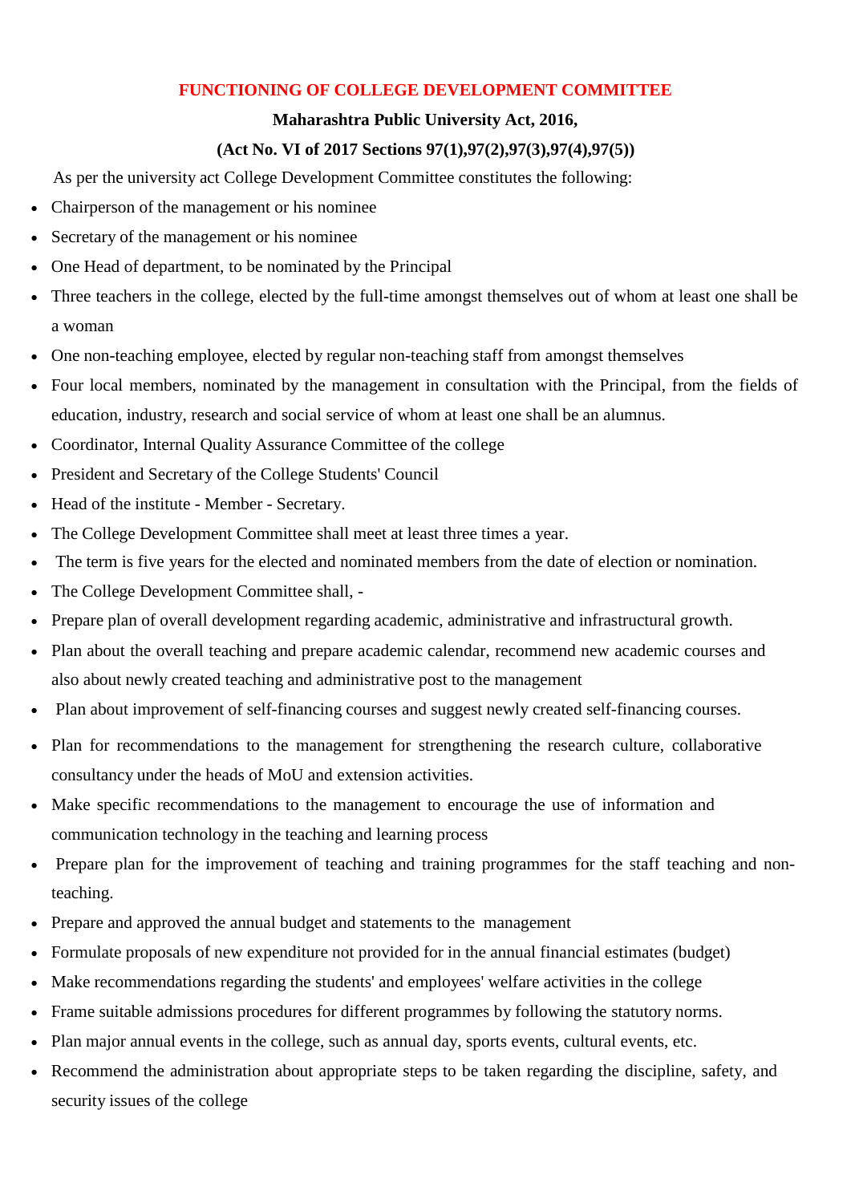# FUNCTIONING OF COLLEGE DEVELOPMENT COMMITTEE

**Maharashtra Public University Act, 2016,**

**(Act No. VI of 2017 Sections 97(1),97(2),97(3),97(4),97(5))**

As per the university act College Development Committee constitutes the following:

- Chairperson of the management or his nominee
- Secretary of the management or his nominee
- One Head of department, to be nominated by the Principal
- Three teachers in the college, elected by the full-time amongst themselves out of whom at least one shall be a woman
- One non-teaching employee, elected by regular non-teaching staff from amongst themselves
- Four local members, nominated by the management in consultation with the Principal, from the fields of education, industry, research and social service of whom at least one shall be an alumnus.
- Coordinator, Internal Quality Assurance Committee of the college
- President and Secretary of the College Students' Council
- Head of the institute - Member - Secretary.
- The College Development Committee shall meet at least three times a year.
- The term is five years for the elected and nominated members from the date of election or nomination.
- The College Development Committee shall, -
- Prepare plan of overall development regarding academic, administrative and infrastructural growth.
- Plan about the overall teaching and prepare academic calendar, recommend new academic courses and also about newly created teaching and administrative post to the management
- Plan about improvement of self-financing courses and suggest newly created self-financing courses.
- Plan for recommendations to the management for strengthening the research culture, collaborative consultancy under the heads of MoU and extension activities.
- Make specific recommendations to the management to encourage the use of information and communication technology in the teaching and learning process
- Prepare plan for the improvement of teaching and training programmes for the staff teaching and non-teaching.
- Prepare and approved the annual budget and statements to the management
- Formulate proposals of new expenditure not provided for in the annual financial estimates (budget)
- Make recommendations regarding the students' and employees' welfare activities in the college
- Frame suitable admissions procedures for different programmes by following the statutory norms.
- Plan major annual events in the college, such as annual day, sports events, cultural events, etc.
- Recommend the administration about appropriate steps to be taken regarding the discipline, safety, and security issues of the college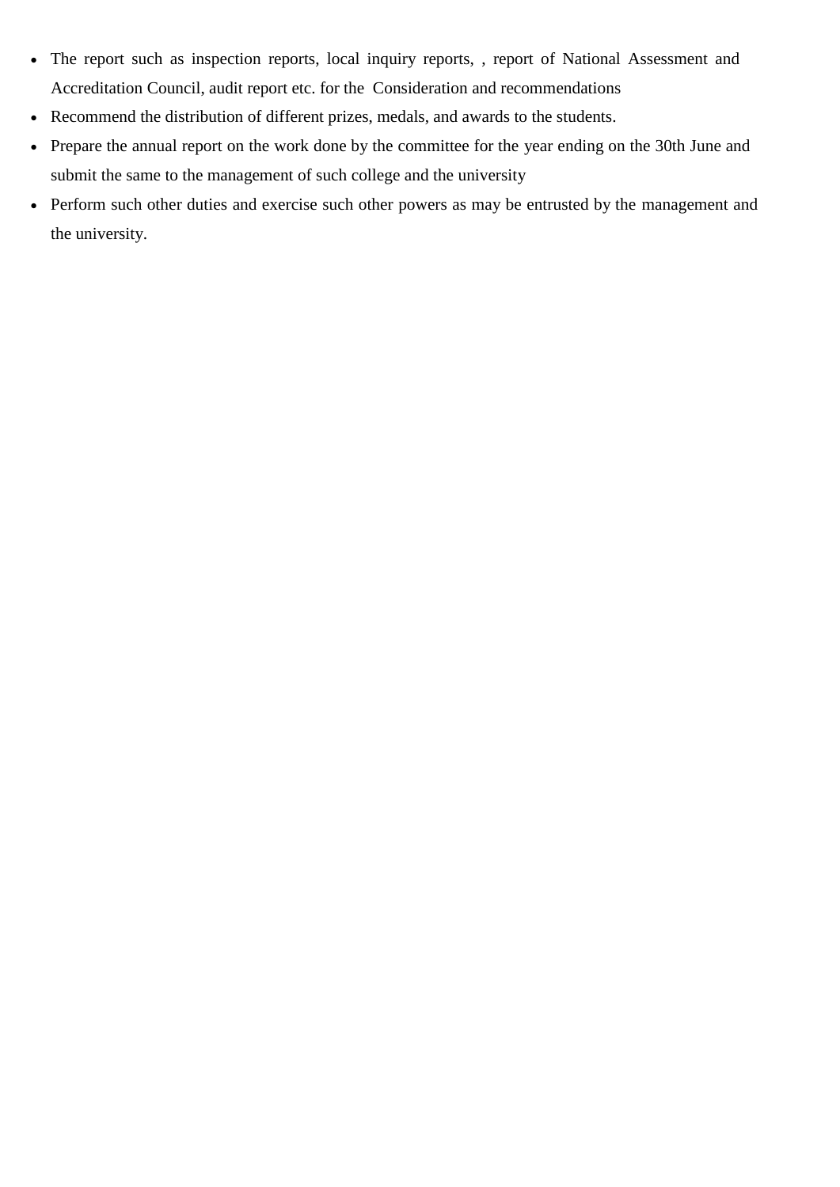- The report such as inspection reports, local inquiry reports, , report of National Assessment and Accreditation Council, audit report etc. for the Consideration and recommendations
- Recommend the distribution of different prizes, medals, and awards to the students.
- Prepare the annual report on the work done by the committee for the year ending on the 30th June and submit the same to the management of such college and the university
- Perform such other duties and exercise such other powers as may be entrusted by the management and the university.